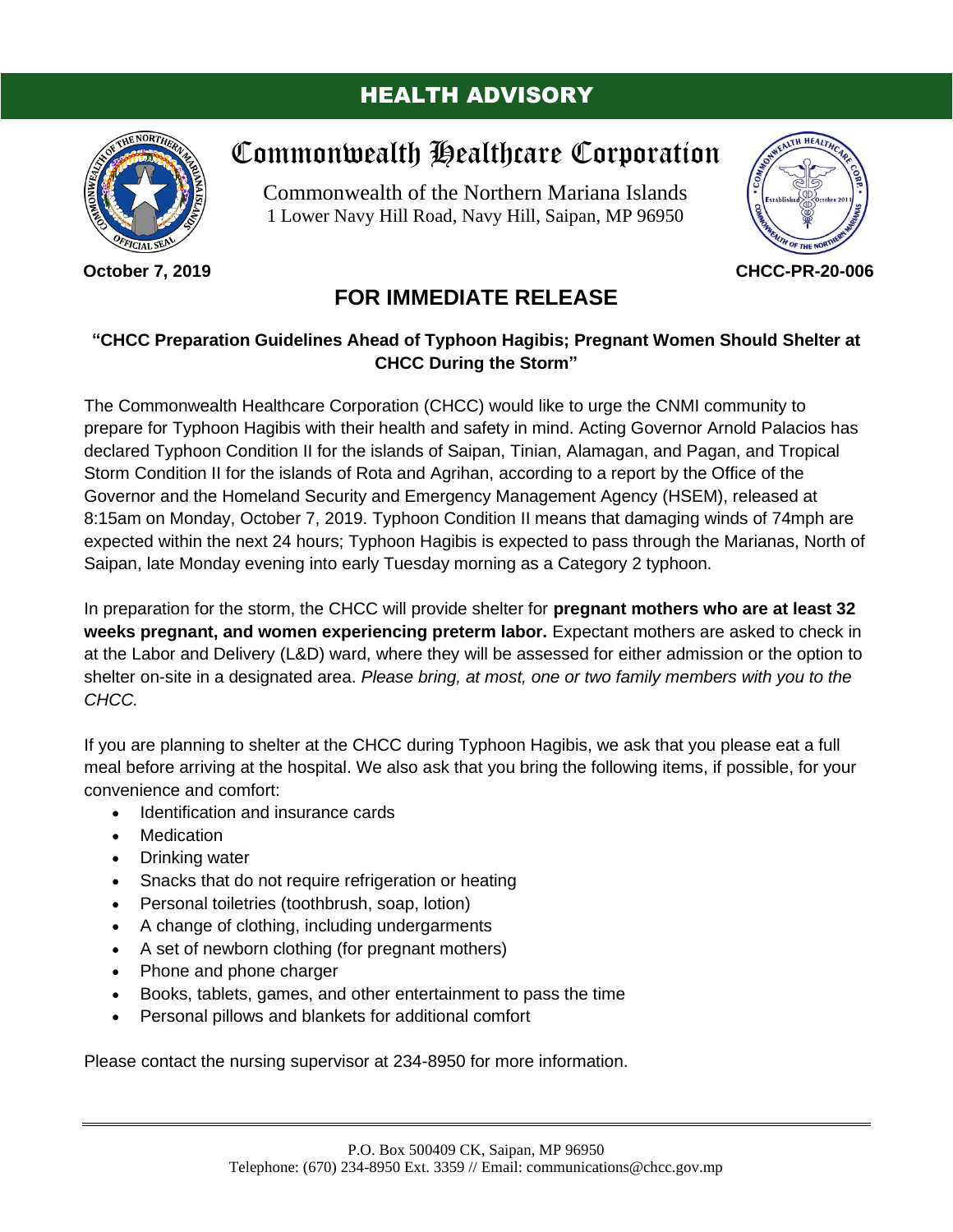# HEALTH ADVISORY

## Commonwealth Healthcare Corporation

Commonwealth of the Northern Mariana Islands
1 Lower Navy Hill Road, Navy Hill, Saipan, MP 96950

**October 7, 2019** **CHCC-PR-20-006**

## FOR IMMEDIATE RELEASE

**"CHCC Preparation Guidelines Ahead of Typhoon Hagibis; Pregnant Women Should Shelter at CHCC During the Storm"**

The Commonwealth Healthcare Corporation (CHCC) would like to urge the CNMI community to prepare for Typhoon Hagibis with their health and safety in mind. Acting Governor Arnold Palacios has declared Typhoon Condition II for the islands of Saipan, Tinian, Alamagan, and Pagan, and Tropical Storm Condition II for the islands of Rota and Agrihan, according to a report by the Office of the Governor and the Homeland Security and Emergency Management Agency (HSEM), released at 8:15am on Monday, October 7, 2019. Typhoon Condition II means that damaging winds of 74mph are expected within the next 24 hours; Typhoon Hagibis is expected to pass through the Marianas, North of Saipan, late Monday evening into early Tuesday morning as a Category 2 typhoon.

In preparation for the storm, the CHCC will provide shelter for **pregnant mothers who are at least 32 weeks pregnant, and women experiencing preterm labor.** Expectant mothers are asked to check in at the Labor and Delivery (L&D) ward, where they will be assessed for either admission or the option to shelter on-site in a designated area. *Please bring, at most, one or two family members with you to the CHCC.*

If you are planning to shelter at the CHCC during Typhoon Hagibis, we ask that you please eat a full meal before arriving at the hospital. We also ask that you bring the following items, if possible, for your convenience and comfort:

- Identification and insurance cards
- Medication
- Drinking water
- Snacks that do not require refrigeration or heating
- Personal toiletries (toothbrush, soap, lotion)
- A change of clothing, including undergarments
- A set of newborn clothing (for pregnant mothers)
- Phone and phone charger
- Books, tablets, games, and other entertainment to pass the time
- Personal pillows and blankets for additional comfort

Please contact the nursing supervisor at 234-8950 for more information.

---

P.O. Box 500409 CK, Saipan, MP 96950
Telephone: (670) 234-8950 Ext. 3359 // Email: communications@chcc.gov.mp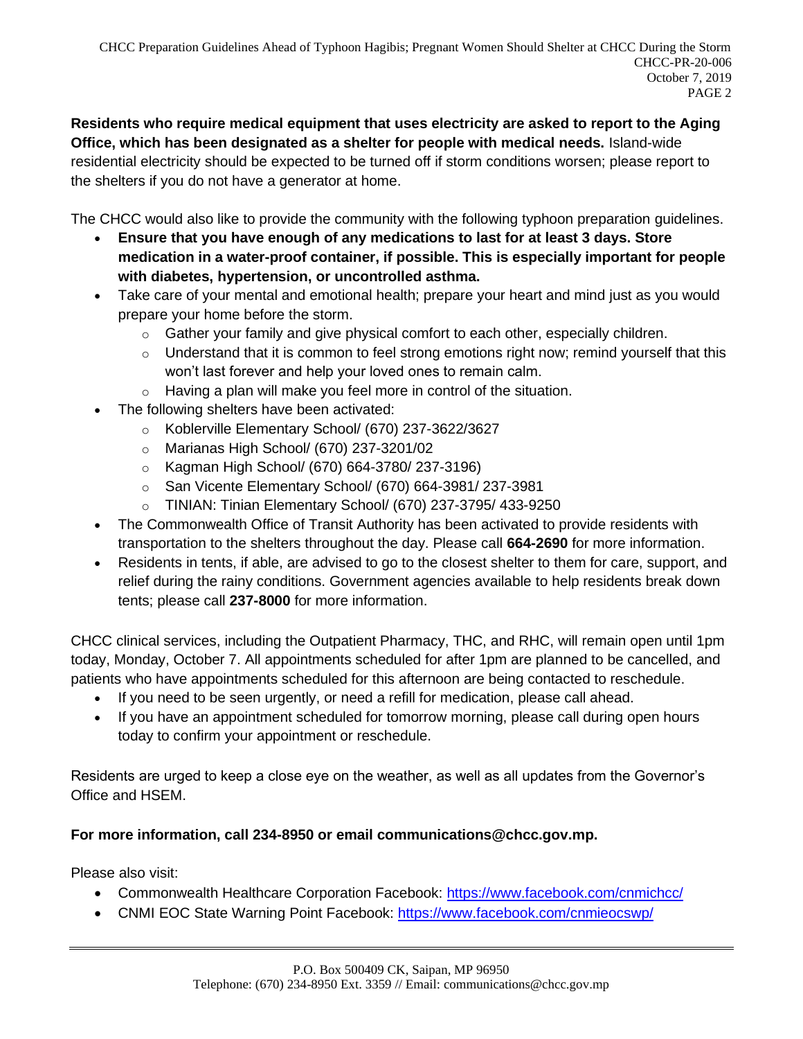**Residents who require medical equipment that uses electricity are asked to report to the Aging Office, which has been designated as a shelter for people with medical needs.** Island-wide residential electricity should be expected to be turned off if storm conditions worsen; please report to the shelters if you do not have a generator at home.

The CHCC would also like to provide the community with the following typhoon preparation guidelines.

- **Ensure that you have enough of any medications to last for at least 3 days. Store medication in a water-proof container, if possible. This is especially important for people with diabetes, hypertension, or uncontrolled asthma.**
- Take care of your mental and emotional health; prepare your heart and mind just as you would prepare your home before the storm.
  - Gather your family and give physical comfort to each other, especially children.
  - Understand that it is common to feel strong emotions right now; remind yourself that this won't last forever and help your loved ones to remain calm.
  - Having a plan will make you feel more in control of the situation.
- The following shelters have been activated:
  - Koblerville Elementary School/ (670) 237-3622/3627
  - Marianas High School/ (670) 237-3201/02
  - Kagman High School/ (670) 664-3780/ 237-3196)
  - San Vicente Elementary School/ (670) 664-3981/ 237-3981
  - TINIAN: Tinian Elementary School/ (670) 237-3795/ 433-9250
- The Commonwealth Office of Transit Authority has been activated to provide residents with transportation to the shelters throughout the day. Please call **664-2690** for more information.
- Residents in tents, if able, are advised to go to the closest shelter to them for care, support, and relief during the rainy conditions. Government agencies available to help residents break down tents; please call **237-8000** for more information.

CHCC clinical services, including the Outpatient Pharmacy, THC, and RHC, will remain open until 1pm today, Monday, October 7. All appointments scheduled for after 1pm are planned to be cancelled, and patients who have appointments scheduled for this afternoon are being contacted to reschedule.

- If you need to be seen urgently, or need a refill for medication, please call ahead.
- If you have an appointment scheduled for tomorrow morning, please call during open hours today to confirm your appointment or reschedule.

Residents are urged to keep a close eye on the weather, as well as all updates from the Governor's Office and HSEM.

**For more information, call 234-8950 or email communications@chcc.gov.mp.**

Please also visit:

- Commonwealth Healthcare Corporation Facebook: https://www.facebook.com/cnmichcc/
- CNMI EOC State Warning Point Facebook: https://www.facebook.com/cnmieocswp/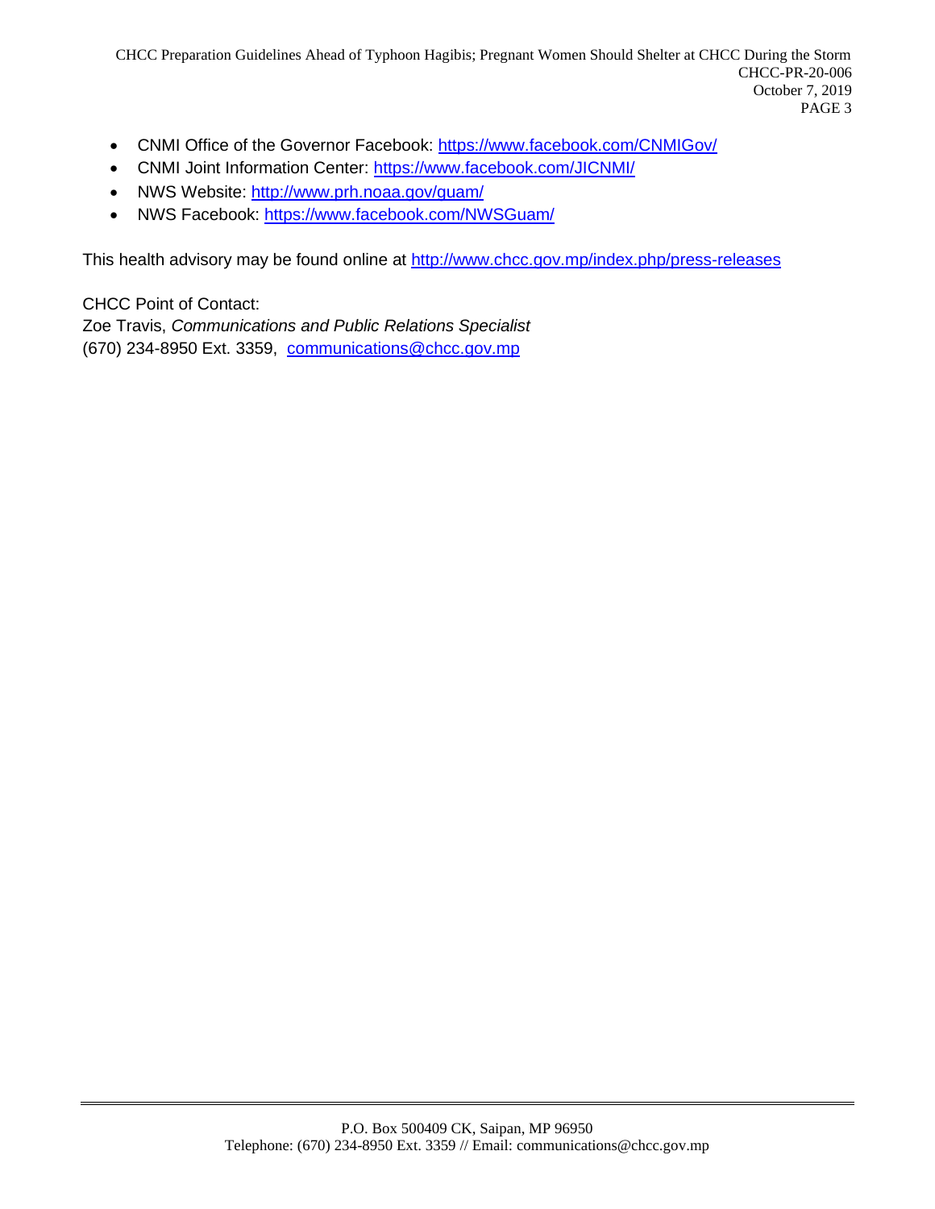- CNMI Office of the Governor Facebook: https://www.facebook.com/CNMIGov/
- CNMI Joint Information Center: https://www.facebook.com/JICNMI/
- NWS Website: http://www.prh.noaa.gov/guam/
- NWS Facebook: https://www.facebook.com/NWSGuam/

This health advisory may be found online at http://www.chcc.gov.mp/index.php/press-releases

CHCC Point of Contact:
Zoe Travis, *Communications and Public Relations Specialist*
(670) 234-8950 Ext. 3359, communications@chcc.gov.mp